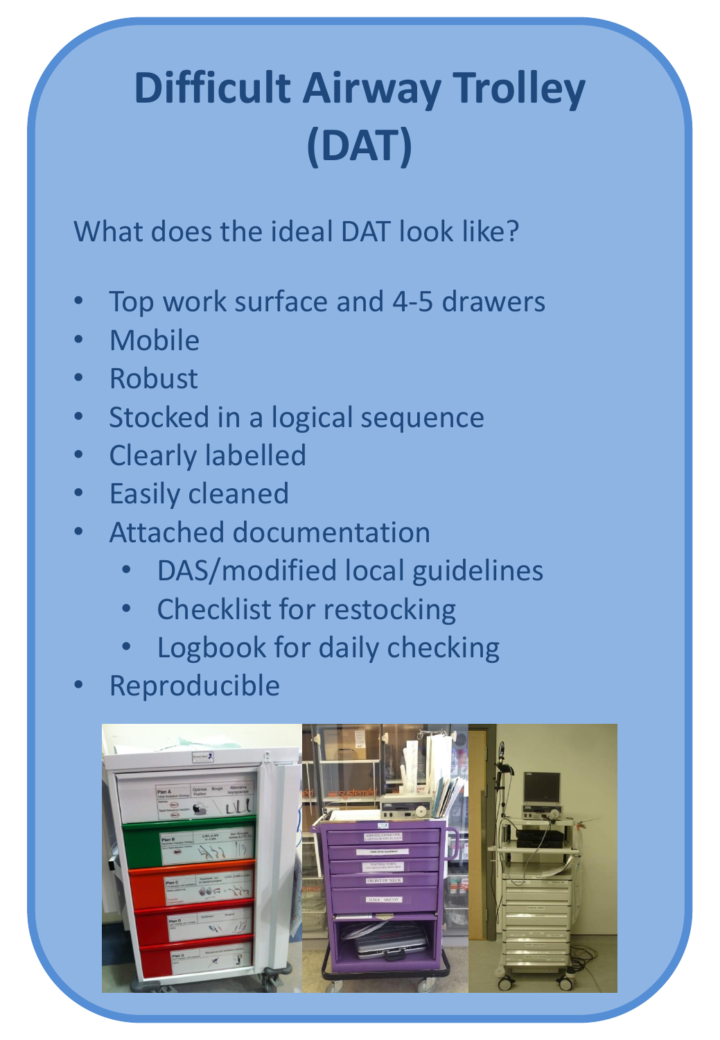# Difficult Airway Trolley (DAT)

What does the ideal DAT look like?

- Top work surface and 4-5 drawers
- Mobile
- Robust
- Stocked in a logical sequence
- Clearly labelled
- Easily cleaned
- Attached documentation
  - DAS/modified local guidelines
  - Checklist for restocking
  - Logbook for daily checking
- Reproducible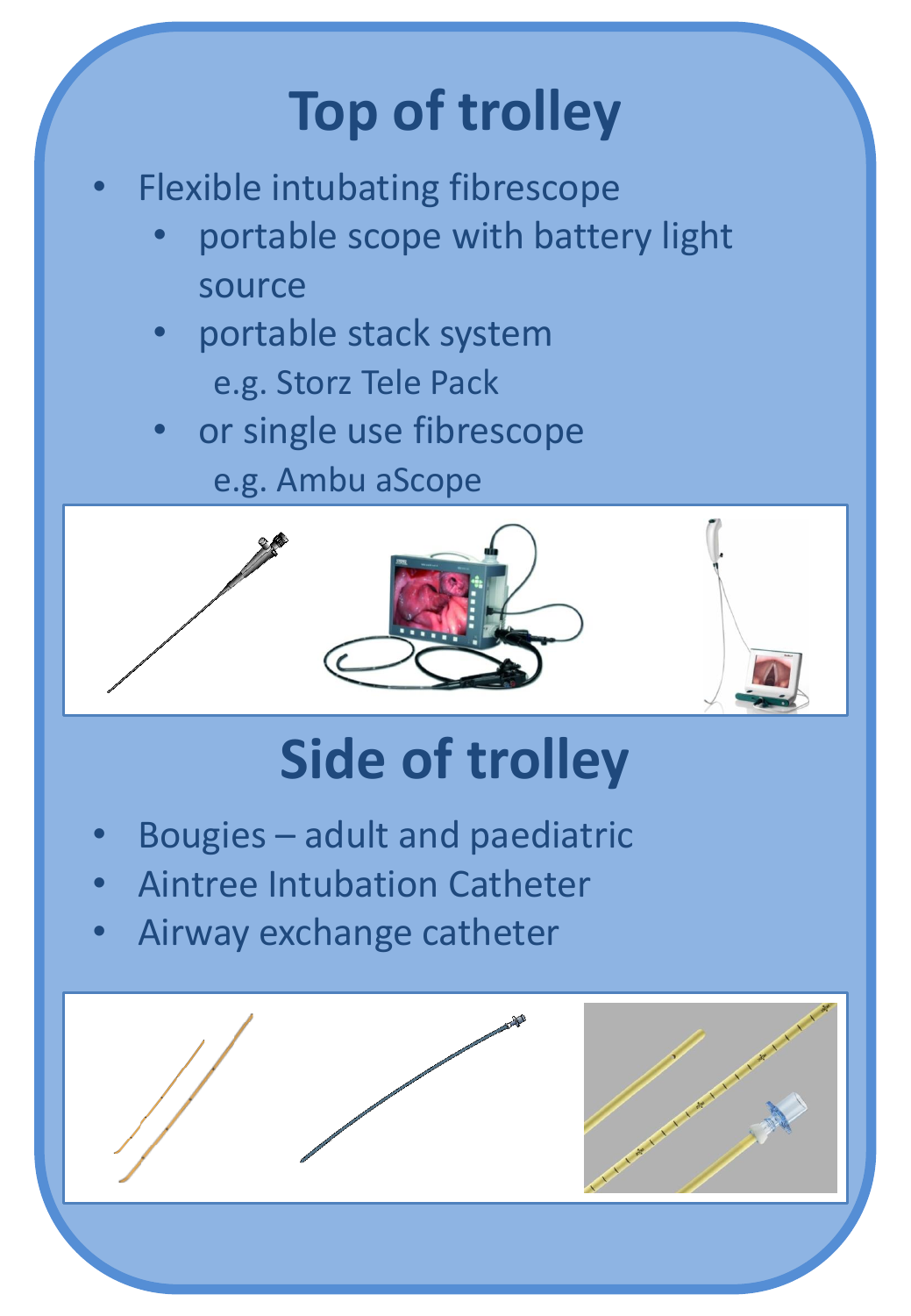# Top of trolley

- Flexible intubating fibrescope
  - portable scope with battery light source
  - portable stack system
    e.g. Storz Tele Pack
  - or single use fibrescope
    e.g. Ambu aScope

# Side of trolley

- Bougies – adult and paediatric
- Aintree Intubation Catheter
- Airway exchange catheter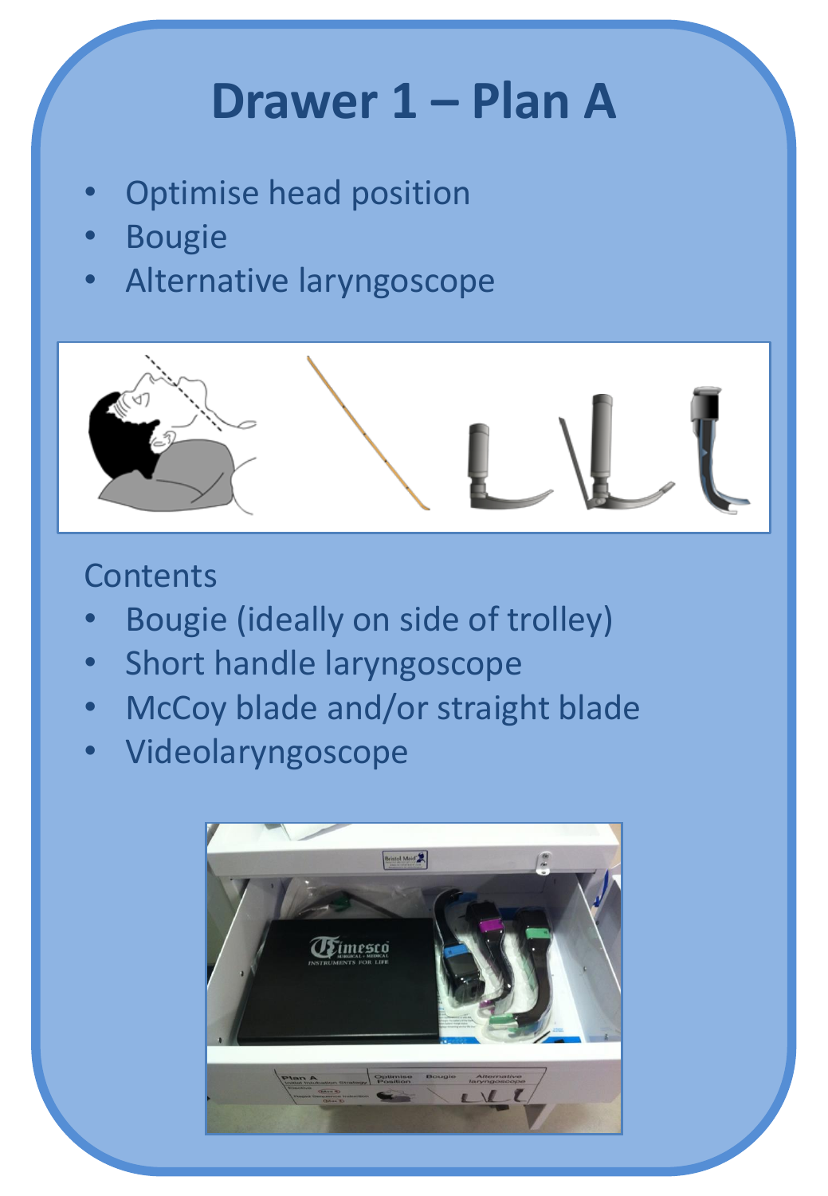# Drawer 1 – Plan A

- Optimise head position
- Bougie
- Alternative laryngoscope

Contents

- Bougie (ideally on side of trolley)
- Short handle laryngoscope
- McCoy blade and/or straight blade
- Videolaryngoscope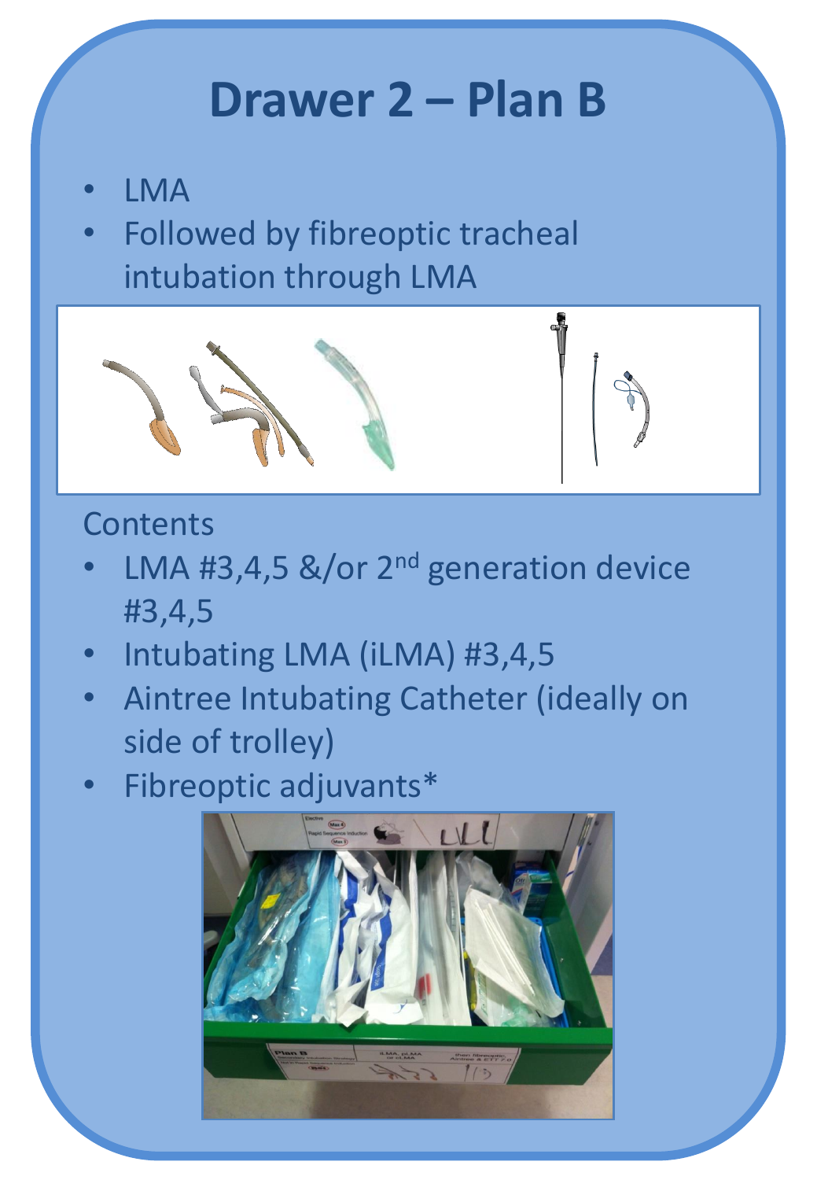# Drawer 2 – Plan B

- LMA
- Followed by fibreoptic tracheal intubation through LMA

Contents

- LMA #3,4,5 &/or 2nd generation device #3,4,5
- Intubating LMA (iLMA) #3,4,5
- Aintree Intubating Catheter (ideally on side of trolley)
- Fibreoptic adjuvants*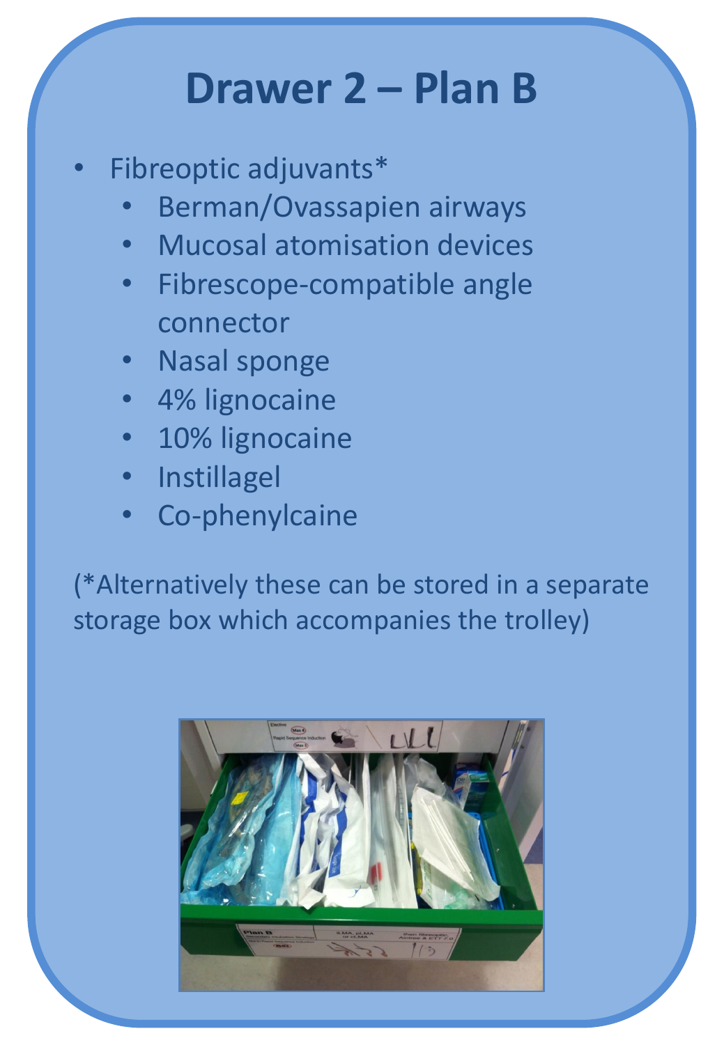# Drawer 2 – Plan B

- Fibreoptic adjuvants*
  - Berman/Ovassapien airways
  - Mucosal atomisation devices
  - Fibrescope-compatible angle connector
  - Nasal sponge
  - 4% lignocaine
  - 10% lignocaine
  - Instillagel
  - Co-phenylcaine

(*Alternatively these can be stored in a separate storage box which accompanies the trolley)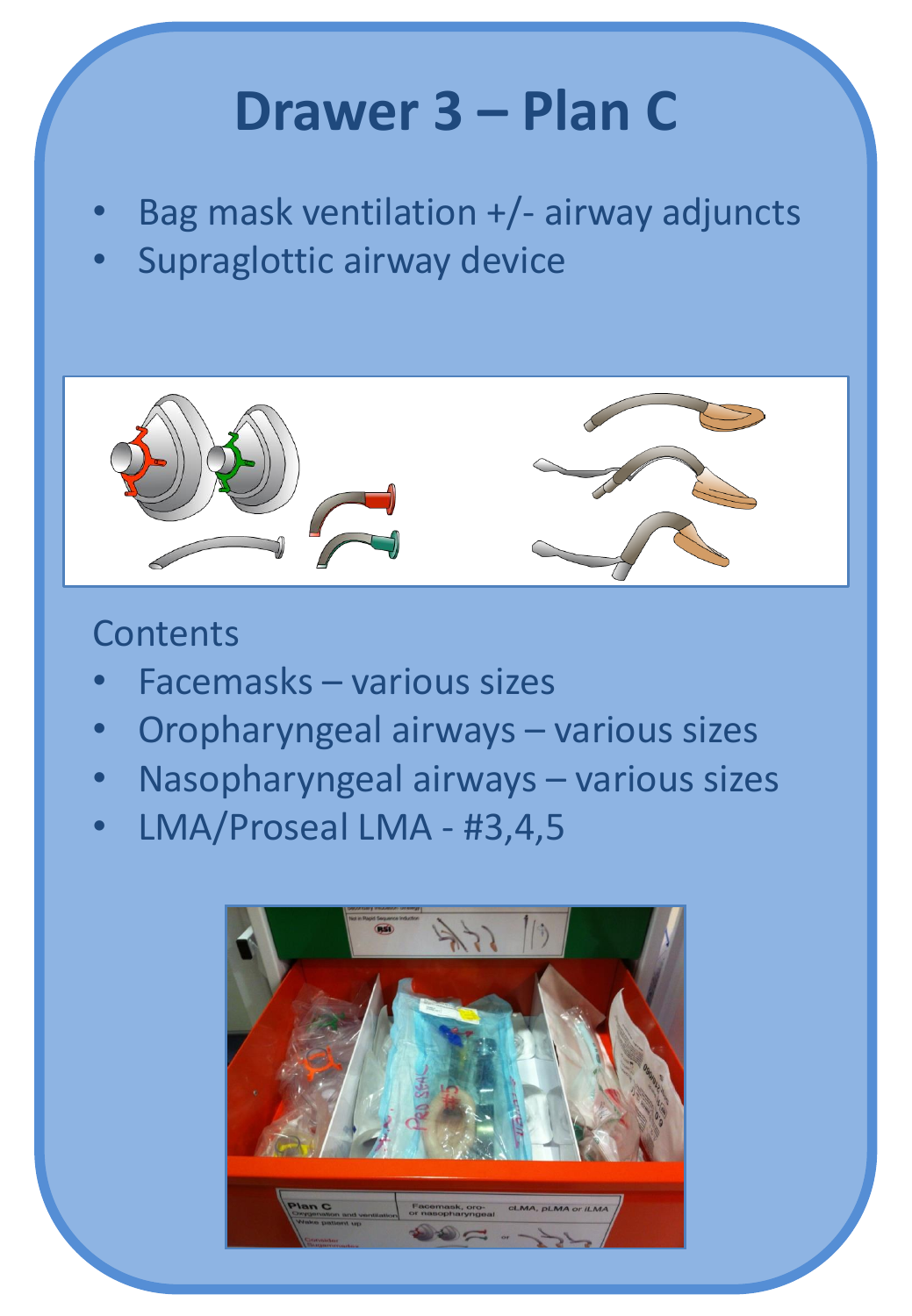# Drawer 3 – Plan C

- Bag mask ventilation +/- airway adjuncts
- Supraglottic airway device

Contents

- Facemasks – various sizes
- Oropharyngeal airways – various sizes
- Nasopharyngeal airways – various sizes
- LMA/Proseal LMA - #3,4,5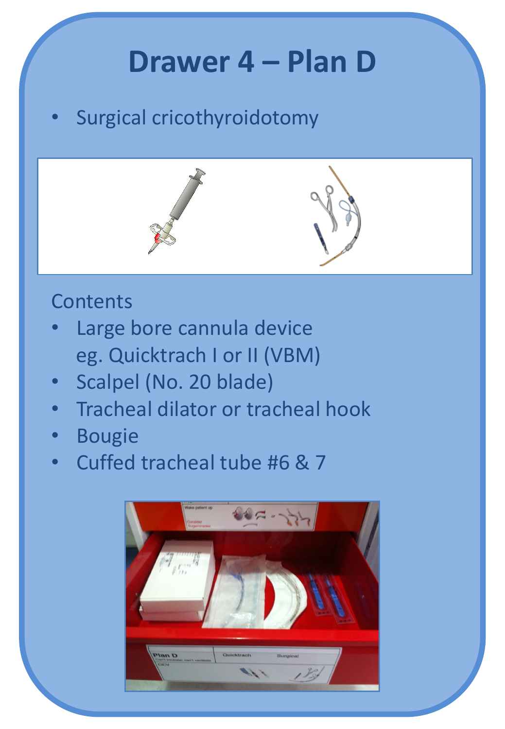# Drawer 4 – Plan D

- Surgical cricothyroidotomy

Contents

- Large bore cannula device eg. Quicktrach I or II (VBM)
- Scalpel (No. 20 blade)
- Tracheal dilator or tracheal hook
- Bougie
- Cuffed tracheal tube #6 & 7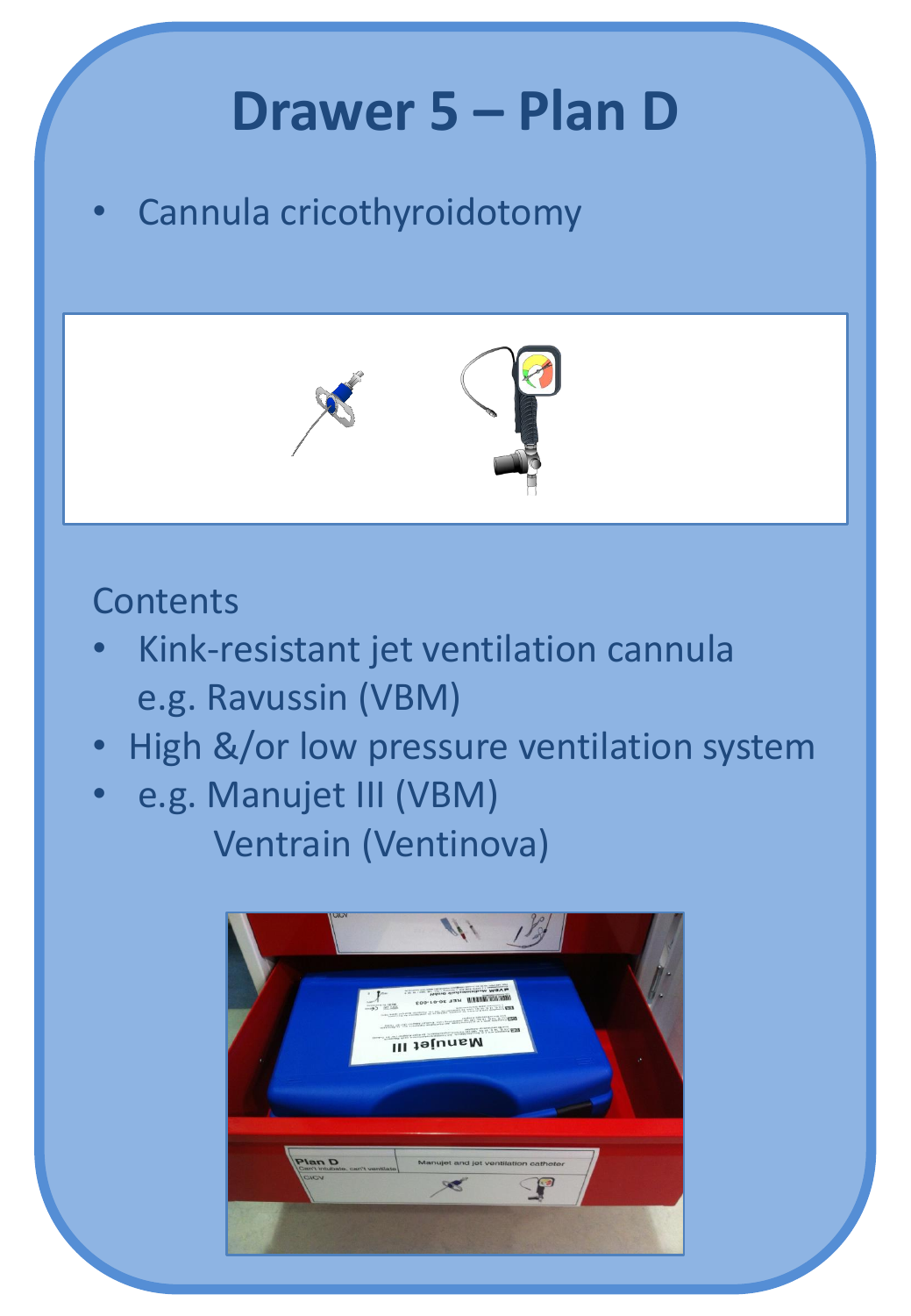# Drawer 5 – Plan D

- Cannula cricothyroidotomy

Contents

- Kink-resistant jet ventilation cannula e.g. Ravussin (VBM)
- High &/or low pressure ventilation system
- e.g. Manujet III (VBM)
  Ventrain (Ventinova)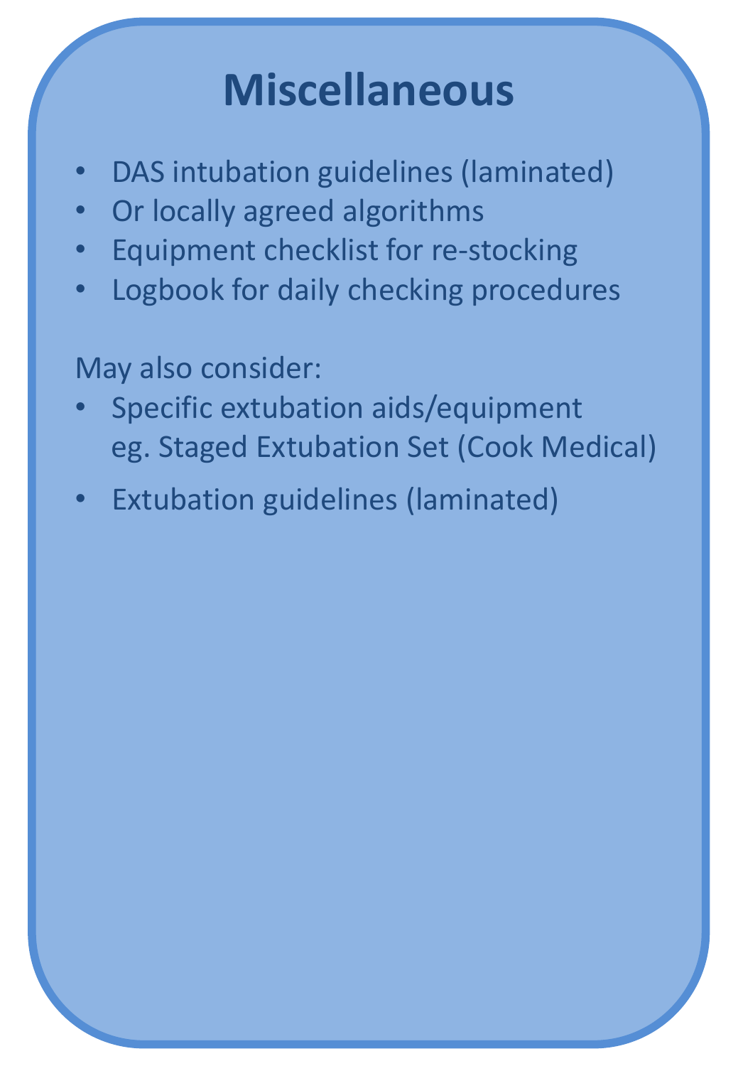# Miscellaneous

- DAS intubation guidelines (laminated)
- Or locally agreed algorithms
- Equipment checklist for re-stocking
- Logbook for daily checking procedures

May also consider:

- Specific extubation aids/equipment eg. Staged Extubation Set (Cook Medical)
- Extubation guidelines (laminated)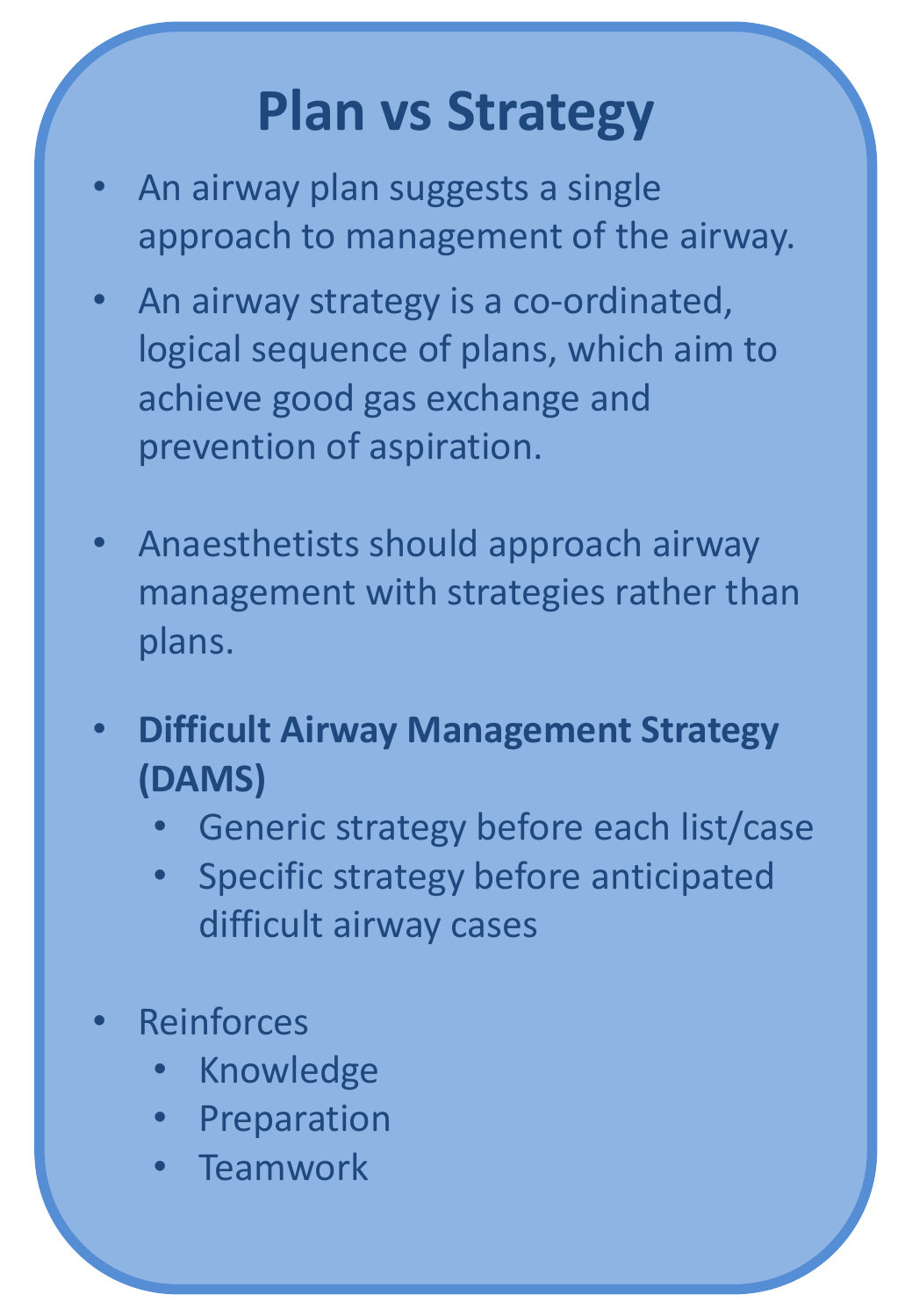# Plan vs Strategy

- An airway plan suggests a single approach to management of the airway.
- An airway strategy is a co-ordinated, logical sequence of plans, which aim to achieve good gas exchange and prevention of aspiration.
- Anaesthetists should approach airway management with strategies rather than plans.
- **Difficult Airway Management Strategy (DAMS)**
  - Generic strategy before each list/case
  - Specific strategy before anticipated difficult airway cases
- Reinforces
  - Knowledge
  - Preparation
  - Teamwork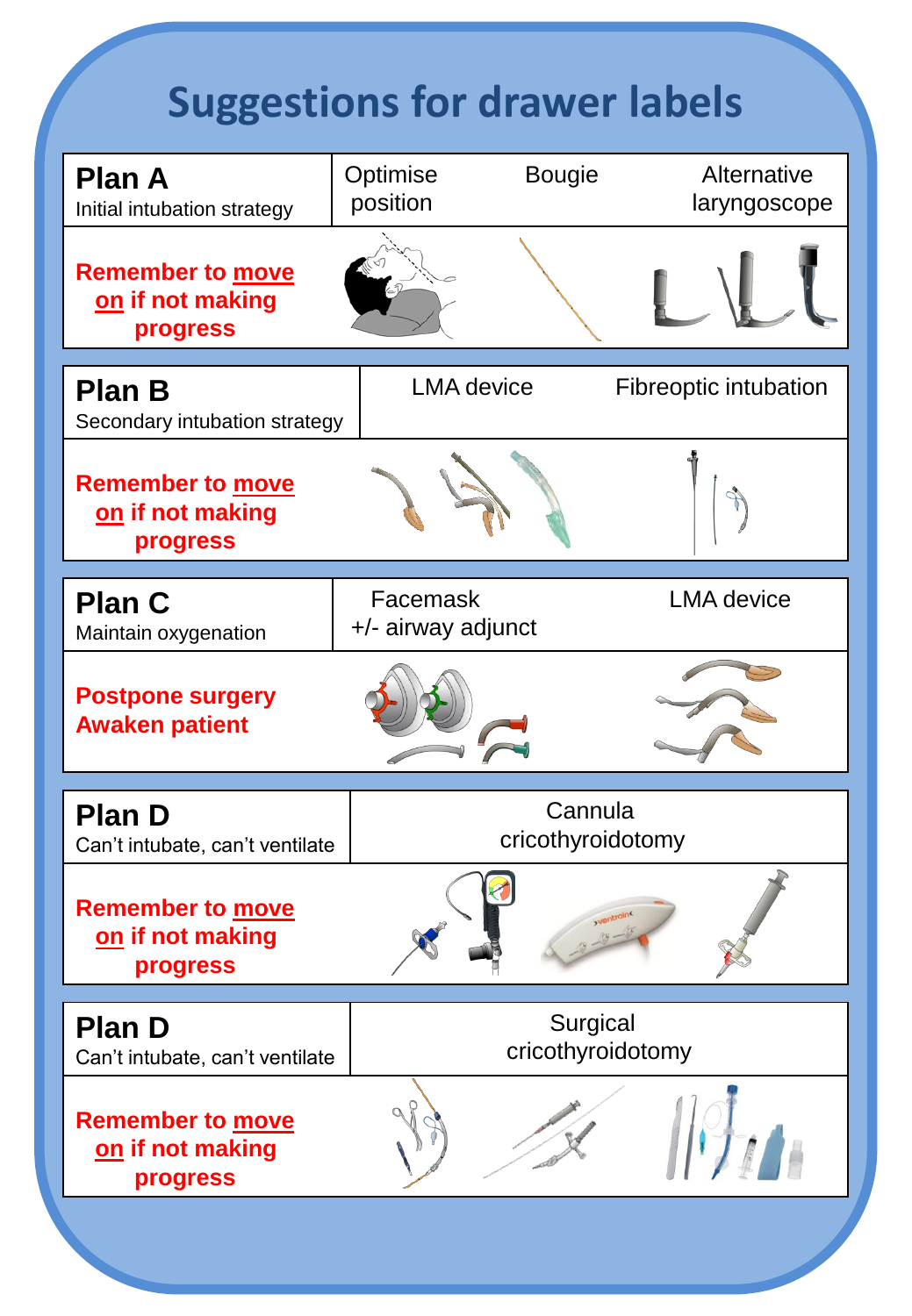# Suggestions for drawer labels

| **Plan A**<br>Initial intubation strategy | Optimise position | Bougie | Alternative laryngoscope |
| --- | --- | --- | --- |
| **Remember to move on if not making progress** | | | |

| **Plan B**<br>Secondary intubation strategy | LMA device | Fibreoptic intubation |
| --- | --- | --- |
| **Remember to move on if not making progress** | | |

| **Plan C**<br>Maintain oxygenation | Facemask<br>+/- airway adjunct | LMA device |
| --- | --- | --- |
| **Postpone surgery**<br>**Awaken patient** | | |

| **Plan D**<br>Can't intubate, can't ventilate | Cannula cricothyroidotomy |
| --- | --- |
| **Remember to move on if not making progress** | |

| **Plan D**<br>Can't intubate, can't ventilate | Surgical cricothyroidotomy |
| --- | --- |
| **Remember to move on if not making progress** | |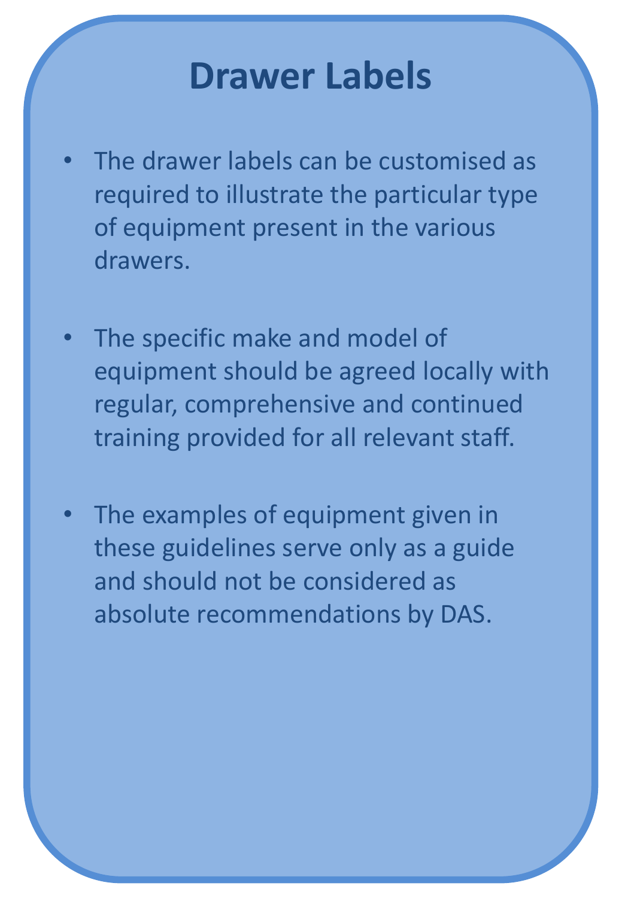# Drawer Labels

- The drawer labels can be customised as required to illustrate the particular type of equipment present in the various drawers.
- The specific make and model of equipment should be agreed locally with regular, comprehensive and continued training provided for all relevant staff.
- The examples of equipment given in these guidelines serve only as a guide and should not be considered as absolute recommendations by DAS.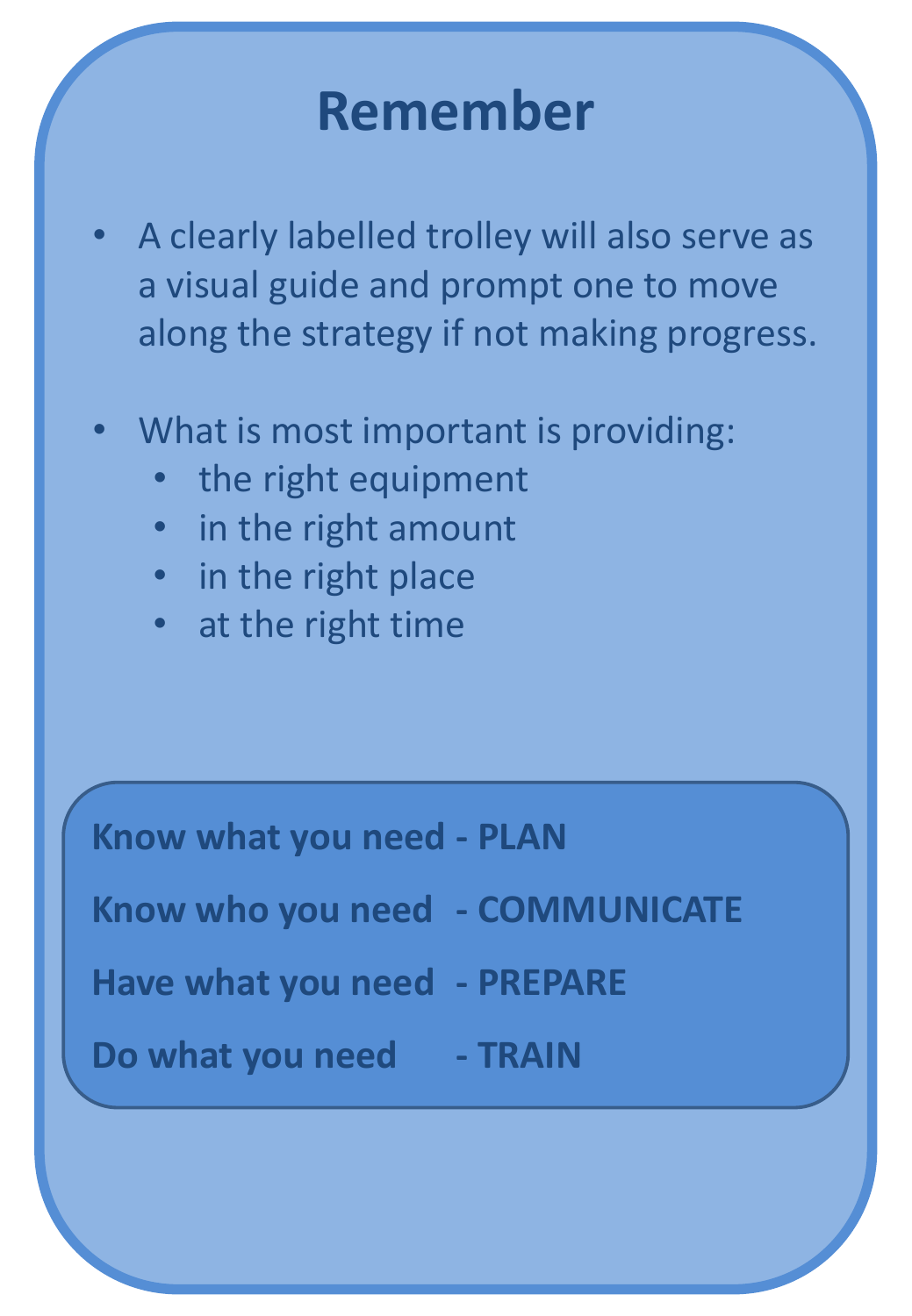# Remember

- A clearly labelled trolley will also serve as a visual guide and prompt one to move along the strategy if not making progress.
- What is most important is providing:
  - the right equipment
  - in the right amount
  - in the right place
  - at the right time

**Know what you need - PLAN**

**Know who you need - COMMUNICATE**

**Have what you need - PREPARE**

**Do what you need - TRAIN**